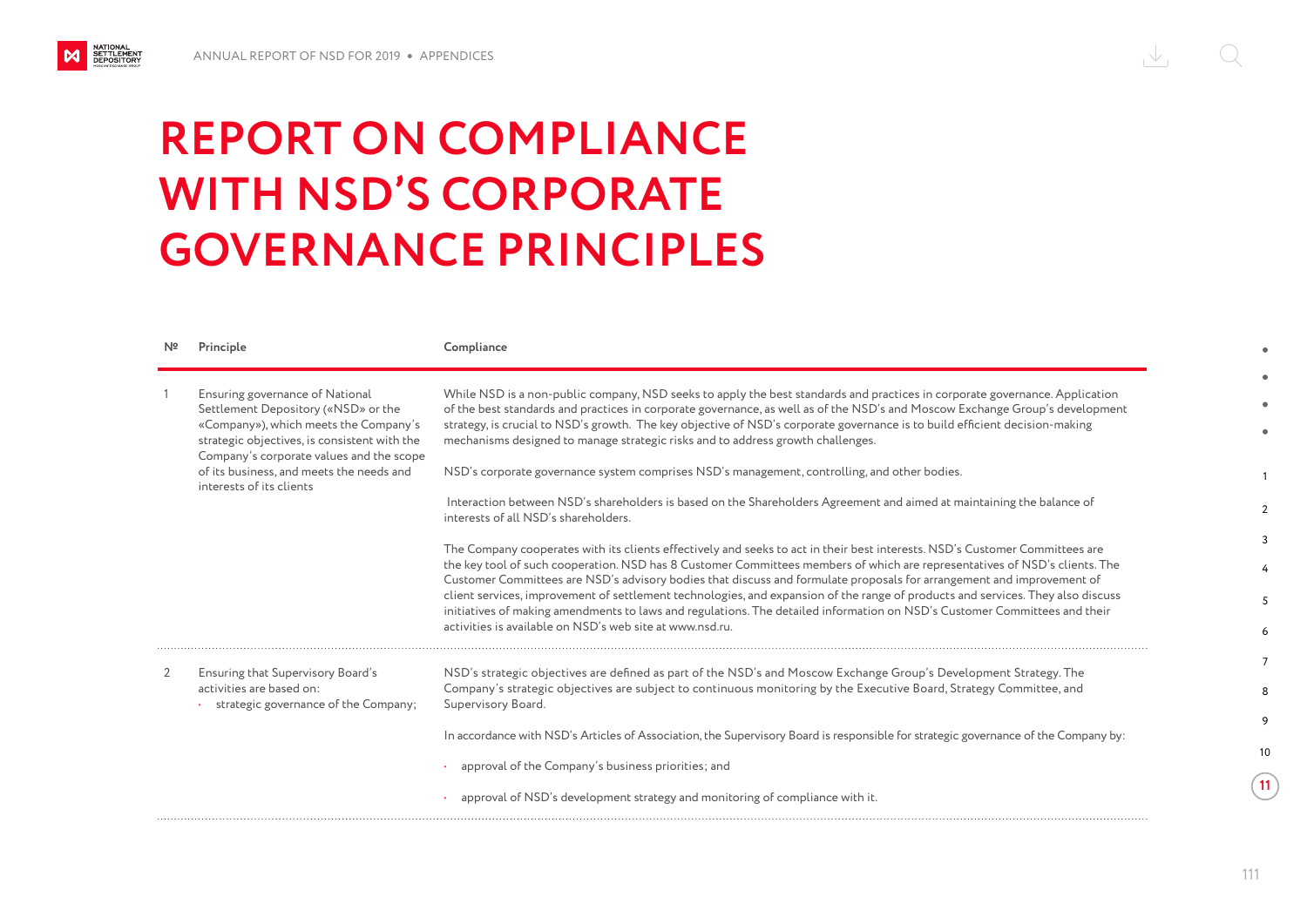# REPORT ON COMPLIANCE WITH NSD'S CORPORATE GOVERNANCE PRINCIPLES

| № | Principle | Compliance |
|---|---|---|
| 1 | Ensuring governance of National Settlement Depository («NSD» or the «Company»), which meets the Company's strategic objectives, is consistent with the Company's corporate values and the scope of its business, and meets the needs and interests of its clients | While NSD is a non-public company, NSD seeks to apply the best standards and practices in corporate governance. Application of the best standards and practices in corporate governance, as well as of the NSD's and Moscow Exchange Group's development strategy, is crucial to NSD's growth. The key objective of NSD's corporate governance is to build efficient decision-making mechanisms designed to manage strategic risks and to address growth challenges.<br><br>NSD's corporate governance system comprises NSD's management, controlling, and other bodies.<br><br>Interaction between NSD's shareholders is based on the Shareholders Agreement and aimed at maintaining the balance of interests of all NSD's shareholders.<br><br>The Company cooperates with its clients effectively and seeks to act in their best interests. NSD's Customer Committees are the key tool of such cooperation. NSD has 8 Customer Committees members of which are representatives of NSD's clients. The Customer Committees are NSD's advisory bodies that discuss and formulate proposals for arrangement and improvement of client services, improvement of settlement technologies, and expansion of the range of products and services. They also discuss initiatives of making amendments to laws and regulations. The detailed information on NSD's Customer Committees and their activities is available on NSD's web site at www.nsd.ru. |
| 2 | Ensuring that Supervisory Board's activities are based on:<br>• strategic governance of the Company; | NSD's strategic objectives are defined as part of the NSD's and Moscow Exchange Group's Development Strategy. The Company's strategic objectives are subject to continuous monitoring by the Executive Board, Strategy Committee, and Supervisory Board.<br><br>In accordance with NSD's Articles of Association, the Supervisory Board is responsible for strategic governance of the Company by:<br><br>• approval of the Company's business priorities; and<br><br>• approval of NSD's development strategy and monitoring of compliance with it. |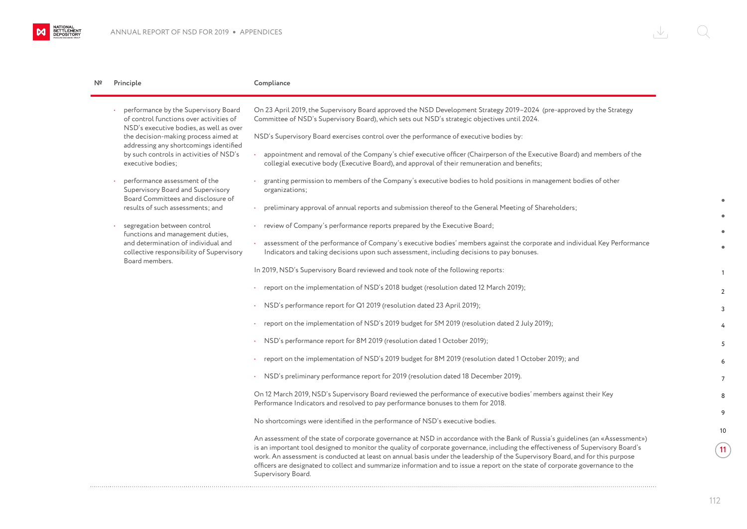| № | Principle | Compliance |
|---|---|---|
| | • performance by the Supervisory Board of control functions over activities of NSD's executive bodies, as well as over the decision-making process aimed at addressing any shortcomings identified by such controls in activities of NSD's executive bodies;<br><br>• performance assessment of the Supervisory Board and Supervisory Board Committees and disclosure of results of such assessments; and<br><br>• segregation between control functions and management duties, and determination of individual and collective responsibility of Supervisory Board members. | On 23 April 2019, the Supervisory Board approved the NSD Development Strategy 2019–2024 (pre-approved by the Strategy Committee of NSD's Supervisory Board), which sets out NSD's strategic objectives until 2024.<br><br>NSD's Supervisory Board exercises control over the performance of executive bodies by:<br><br>• appointment and removal of the Company's chief executive officer (Chairperson of the Executive Board) and members of the collegial executive body (Executive Board), and approval of their remuneration and benefits;<br><br>• granting permission to members of the Company's executive bodies to hold positions in management bodies of other organizations;<br><br>• preliminary approval of annual reports and submission thereof to the General Meeting of Shareholders;<br><br>• review of Company's performance reports prepared by the Executive Board;<br><br>• assessment of the performance of Company's executive bodies' members against the corporate and individual Key Performance Indicators and taking decisions upon such assessment, including decisions to pay bonuses.<br><br>In 2019, NSD's Supervisory Board reviewed and took note of the following reports:<br><br>• report on the implementation of NSD's 2018 budget (resolution dated 12 March 2019);<br><br>• NSD's performance report for Q1 2019 (resolution dated 23 April 2019);<br><br>• report on the implementation of NSD's 2019 budget for 5M 2019 (resolution dated 2 July 2019);<br><br>• NSD's performance report for 8M 2019 (resolution dated 1 October 2019);<br><br>• report on the implementation of NSD's 2019 budget for 8M 2019 (resolution dated 1 October 2019); and<br><br>• NSD's preliminary performance report for 2019 (resolution dated 18 December 2019).<br><br>On 12 March 2019, NSD's Supervisory Board reviewed the performance of executive bodies' members against their Key Performance Indicators and resolved to pay performance bonuses to them for 2018.<br><br>No shortcomings were identified in the performance of NSD's executive bodies.<br><br>An assessment of the state of corporate governance at NSD in accordance with the Bank of Russia's guidelines (an «Assessment») is an important tool designed to monitor the quality of corporate governance, including the effectiveness of Supervisory Board's work. An assessment is conducted at least on annual basis under the leadership of the Supervisory Board, and for this purpose officers are designated to collect and summarize information and to issue a report on the state of corporate governance to the Supervisory Board. |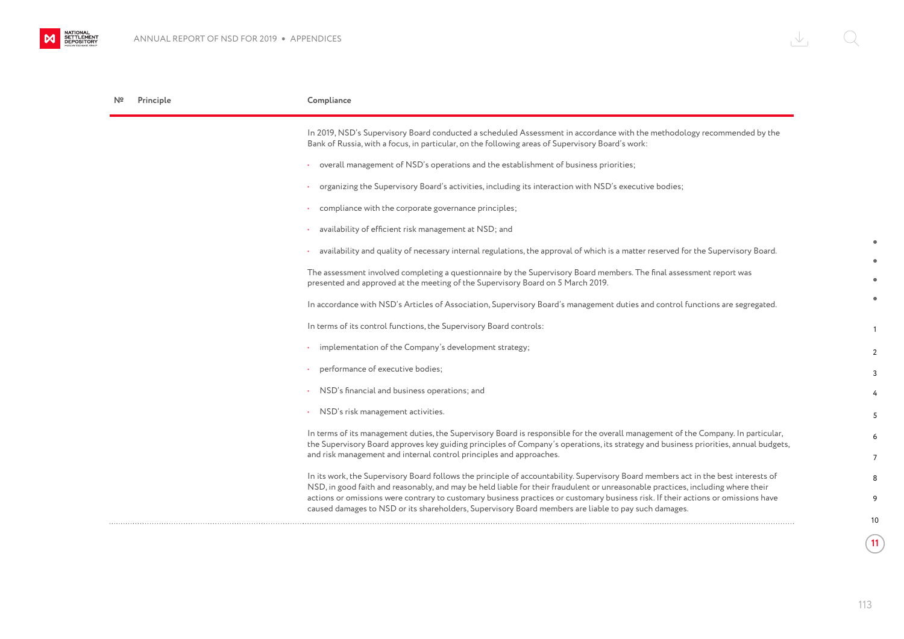| № | Principle | Compliance |
| --- | --- | --- |
| | | In 2019, NSD's Supervisory Board conducted a scheduled Assessment in accordance with the methodology recommended by the Bank of Russia, with a focus, in particular, on the following areas of Supervisory Board's work:<br>• overall management of NSD's operations and the establishment of business priorities;<br>• organizing the Supervisory Board's activities, including its interaction with NSD's executive bodies;<br>• compliance with the corporate governance principles;<br>• availability of efficient risk management at NSD; and<br>• availability and quality of necessary internal regulations, the approval of which is a matter reserved for the Supervisory Board.<br>The assessment involved completing a questionnaire by the Supervisory Board members. The final assessment report was presented and approved at the meeting of the Supervisory Board on 5 March 2019.<br>In accordance with NSD's Articles of Association, Supervisory Board's management duties and control functions are segregated.<br>In terms of its control functions, the Supervisory Board controls:<br>• implementation of the Company's development strategy;<br>• performance of executive bodies;<br>• NSD's financial and business operations; and<br>• NSD's risk management activities.<br>In terms of its management duties, the Supervisory Board is responsible for the overall management of the Company. In particular, the Supervisory Board approves key guiding principles of Company's operations, its strategy and business priorities, annual budgets, and risk management and internal control principles and approaches.<br>In its work, the Supervisory Board follows the principle of accountability. Supervisory Board members act in the best interests of NSD, in good faith and reasonably, and may be held liable for their fraudulent or unreasonable practices, including where their actions or omissions were contrary to customary business practices or customary business risk. If their actions or omissions have caused damages to NSD or its shareholders, Supervisory Board members are liable to pay such damages. |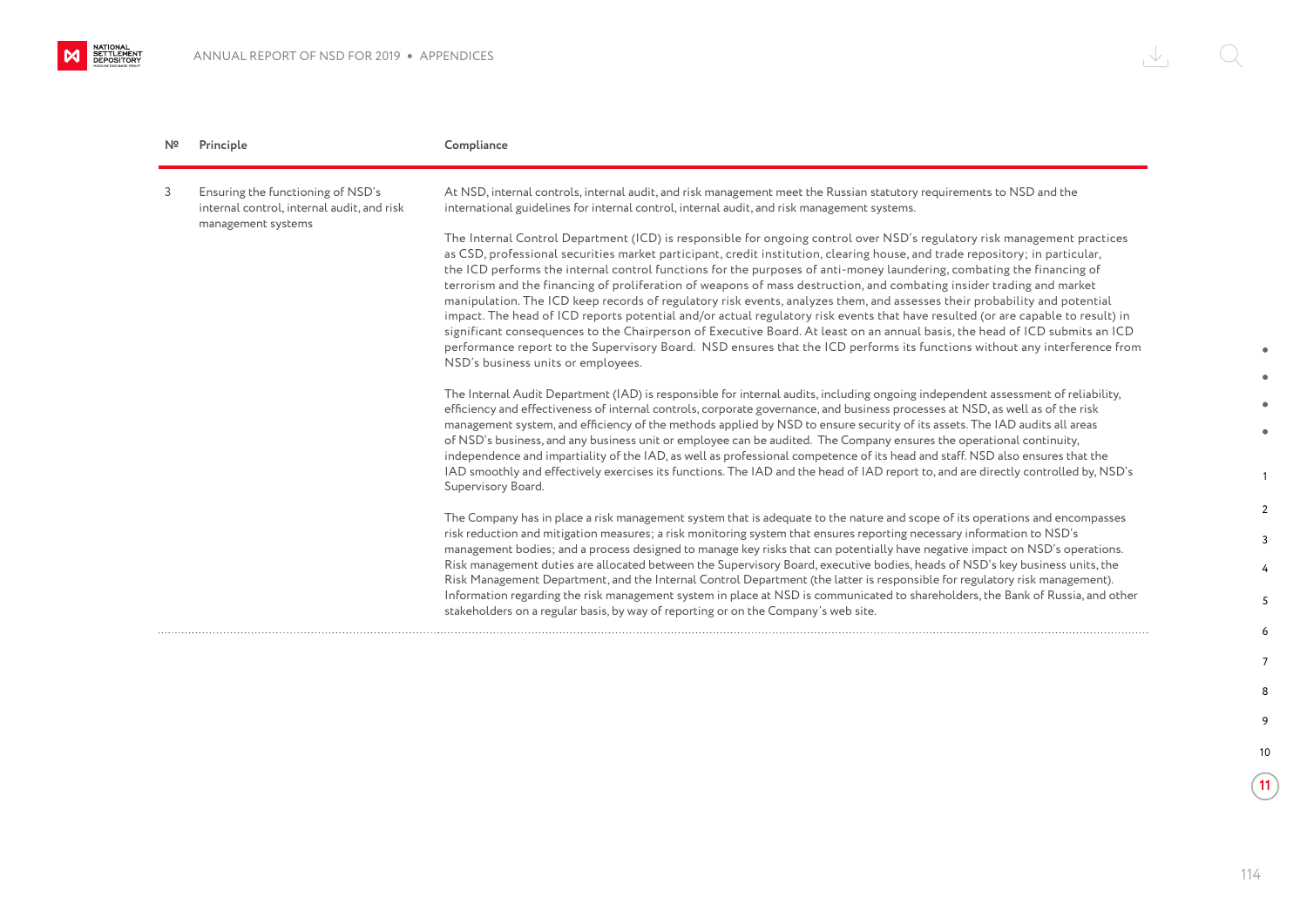| № | Principle | Compliance |
|---|---|---|
| 3 | Ensuring the functioning of NSD's internal control, internal audit, and risk management systems | At NSD, internal controls, internal audit, and risk management meet the Russian statutory requirements to NSD and the international guidelines for internal control, internal audit, and risk management systems.<br><br>The Internal Control Department (ICD) is responsible for ongoing control over NSD's regulatory risk management practices as CSD, professional securities market participant, credit institution, clearing house, and trade repository; in particular, the ICD performs the internal control functions for the purposes of anti-money laundering, combating the financing of terrorism and the financing of proliferation of weapons of mass destruction, and combating insider trading and market manipulation. The ICD keep records of regulatory risk events, analyzes them, and assesses their probability and potential impact. The head of ICD reports potential and/or actual regulatory risk events that have resulted (or are capable to result) in significant consequences to the Chairperson of Executive Board. At least on an annual basis, the head of ICD submits an ICD performance report to the Supervisory Board. NSD ensures that the ICD performs its functions without any interference from NSD's business units or employees.<br><br>The Internal Audit Department (IAD) is responsible for internal audits, including ongoing independent assessment of reliability, efficiency and effectiveness of internal controls, corporate governance, and business processes at NSD, as well as of the risk management system, and efficiency of the methods applied by NSD to ensure security of its assets. The IAD audits all areas of NSD's business, and any business unit or employee can be audited. The Company ensures the operational continuity, independence and impartiality of the IAD, as well as professional competence of its head and staff. NSD also ensures that the IAD smoothly and effectively exercises its functions. The IAD and the head of IAD report to, and are directly controlled by, NSD's Supervisory Board.<br><br>The Company has in place a risk management system that is adequate to the nature and scope of its operations and encompasses risk reduction and mitigation measures; a risk monitoring system that ensures reporting necessary information to NSD's management bodies; and a process designed to manage key risks that can potentially have negative impact on NSD's operations. Risk management duties are allocated between the Supervisory Board, executive bodies, heads of NSD's key business units, the Risk Management Department, and the Internal Control Department (the latter is responsible for regulatory risk management). Information regarding the risk management system in place at NSD is communicated to shareholders, the Bank of Russia, and other stakeholders on a regular basis, by way of reporting or on the Company's web site. |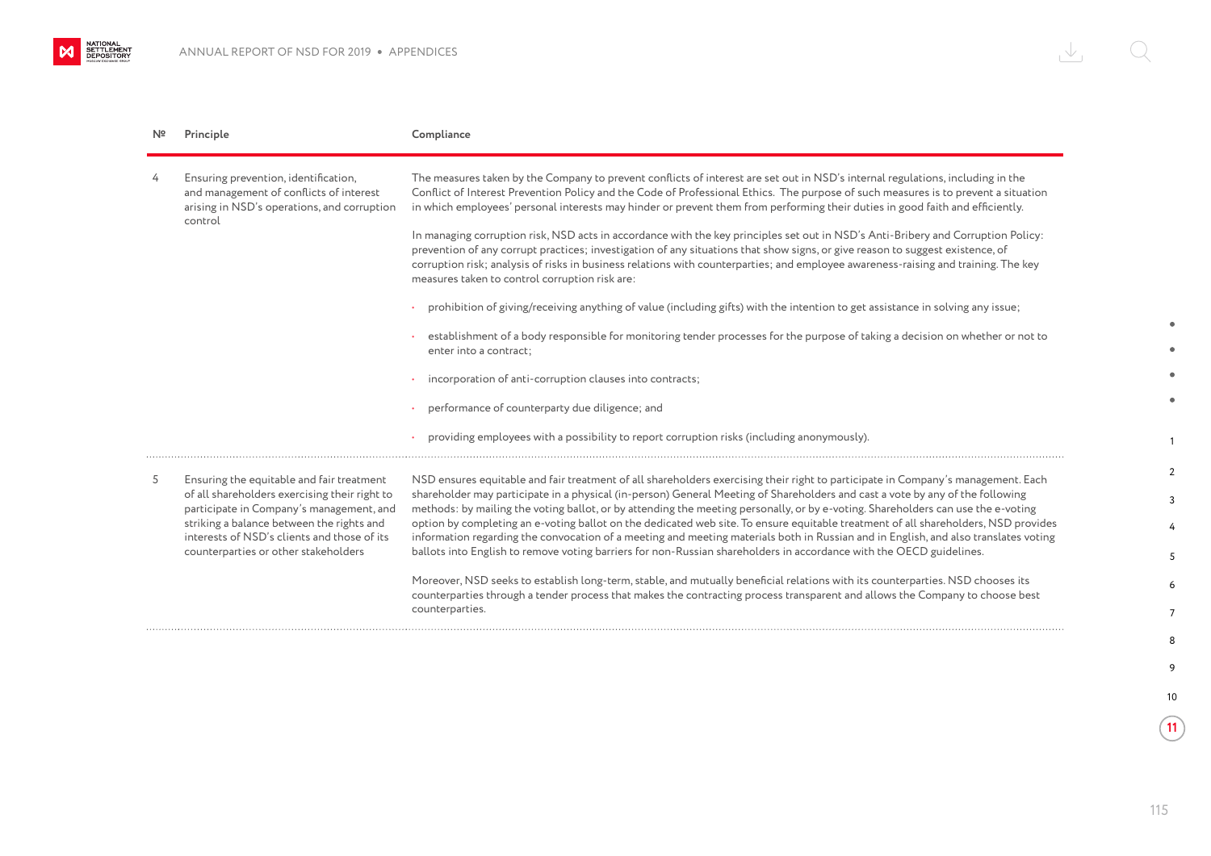| № | Principle | Compliance |
|---|---|---|
| 4 | Ensuring prevention, identification, and management of conflicts of interest arising in NSD's operations, and corruption control | The measures taken by the Company to prevent conflicts of interest are set out in NSD's internal regulations, including in the Conflict of Interest Prevention Policy and the Code of Professional Ethics. The purpose of such measures is to prevent a situation in which employees' personal interests may hinder or prevent them from performing their duties in good faith and efficiently.<br><br>In managing corruption risk, NSD acts in accordance with the key principles set out in NSD's Anti-Bribery and Corruption Policy: prevention of any corrupt practices; investigation of any situations that show signs, or give reason to suggest existence, of corruption risk; analysis of risks in business relations with counterparties; and employee awareness-raising and training. The key measures taken to control corruption risk are:<br><br>• prohibition of giving/receiving anything of value (including gifts) with the intention to get assistance in solving any issue;<br><br>• establishment of a body responsible for monitoring tender processes for the purpose of taking a decision on whether or not to enter into a contract;<br><br>• incorporation of anti-corruption clauses into contracts;<br><br>• performance of counterparty due diligence; and<br><br>• providing employees with a possibility to report corruption risks (including anonymously). |
| 5 | Ensuring the equitable and fair treatment of all shareholders exercising their right to participate in Company's management, and striking a balance between the rights and interests of NSD's clients and those of its counterparties or other stakeholders | NSD ensures equitable and fair treatment of all shareholders exercising their right to participate in Company's management. Each shareholder may participate in a physical (in-person) General Meeting of Shareholders and cast a vote by any of the following methods: by mailing the voting ballot, or by attending the meeting personally, or by e-voting. Shareholders can use the e-voting option by completing an e-voting ballot on the dedicated web site. To ensure equitable treatment of all shareholders, NSD provides information regarding the convocation of a meeting and meeting materials both in Russian and in English, and also translates voting ballots into English to remove voting barriers for non-Russian shareholders in accordance with the OECD guidelines.<br><br>Moreover, NSD seeks to establish long-term, stable, and mutually beneficial relations with its counterparties. NSD chooses its counterparties through a tender process that makes the contracting process transparent and allows the Company to choose best counterparties. |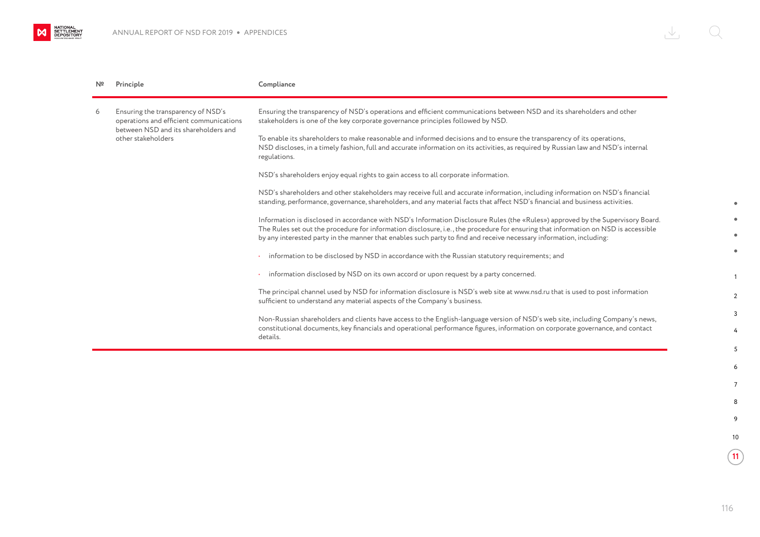| № | Principle | Compliance |
| --- | --- | --- |
| 6 | Ensuring the transparency of NSD's operations and efficient communications between NSD and its shareholders and other stakeholders | Ensuring the transparency of NSD's operations and efficient communications between NSD and its shareholders and other stakeholders is one of the key corporate governance principles followed by NSD.<br><br>To enable its shareholders to make reasonable and informed decisions and to ensure the transparency of its operations, NSD discloses, in a timely fashion, full and accurate information on its activities, as required by Russian law and NSD's internal regulations.<br><br>NSD's shareholders enjoy equal rights to gain access to all corporate information.<br><br>NSD's shareholders and other stakeholders may receive full and accurate information, including information on NSD's financial standing, performance, governance, shareholders, and any material facts that affect NSD's financial and business activities.<br><br>Information is disclosed in accordance with NSD's Information Disclosure Rules (the «Rules») approved by the Supervisory Board. The Rules set out the procedure for information disclosure, i.e., the procedure for ensuring that information on NSD is accessible by any interested party in the manner that enables such party to find and receive necessary information, including:<br><br>• information to be disclosed by NSD in accordance with the Russian statutory requirements; and<br><br>• information disclosed by NSD on its own accord or upon request by a party concerned.<br><br>The principal channel used by NSD for information disclosure is NSD's web site at www.nsd.ru that is used to post information sufficient to understand any material aspects of the Company's business.<br><br>Non-Russian shareholders and clients have access to the English-language version of NSD's web site, including Company's news, constitutional documents, key financials and operational performance figures, information on corporate governance, and contact details. |